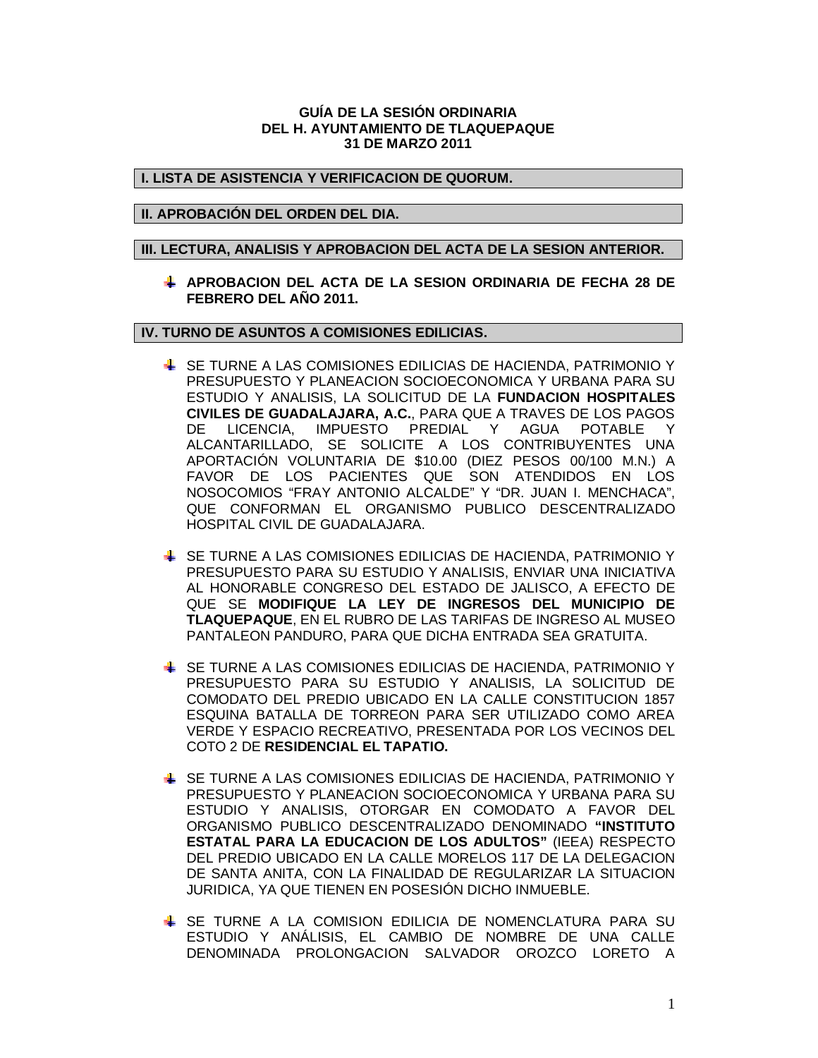**GUÍA DE LA SESIÓN ORDINARIA**
**DEL H. AYUNTAMIENTO DE TLAQUEPAQUE**
**31 DE MARZO 2011**

## I. LISTA DE ASISTENCIA Y VERIFICACION DE QUORUM.

## II. APROBACIÓN DEL ORDEN DEL DIA.

## III. LECTURA, ANALISIS Y APROBACION DEL ACTA DE LA SESION ANTERIOR.

- **APROBACION DEL ACTA DE LA SESION ORDINARIA DE FECHA 28 DE FEBRERO DEL AÑO 2011.**

## IV. TURNO DE ASUNTOS A COMISIONES EDILICIAS.

- SE TURNE A LAS COMISIONES EDILICIAS DE HACIENDA, PATRIMONIO Y PRESUPUESTO Y PLANEACION SOCIOECONOMICA Y URBANA PARA SU ESTUDIO Y ANALISIS, LA SOLICITUD DE LA **FUNDACION HOSPITALES CIVILES DE GUADALAJARA, A.C.**, PARA QUE A TRAVES DE LOS PAGOS DE LICENCIA, IMPUESTO PREDIAL Y AGUA POTABLE Y ALCANTARILLADO, SE SOLICITE A LOS CONTRIBUYENTES UNA APORTACIÓN VOLUNTARIA DE $10.00 (DIEZ PESOS 00/100 M.N.) A FAVOR DE LOS PACIENTES QUE SON ATENDIDOS EN LOS NOSOCOMIOS "FRAY ANTONIO ALCALDE" Y "DR. JUAN I. MENCHACA", QUE CONFORMAN EL ORGANISMO PUBLICO DESCENTRALIZADO HOSPITAL CIVIL DE GUADALAJARA.

- SE TURNE A LAS COMISIONES EDILICIAS DE HACIENDA, PATRIMONIO Y PRESUPUESTO PARA SU ESTUDIO Y ANALISIS, ENVIAR UNA INICIATIVA AL HONORABLE CONGRESO DEL ESTADO DE JALISCO, A EFECTO DE QUE SE **MODIFIQUE LA LEY DE INGRESOS DEL MUNICIPIO DE TLAQUEPAQUE**, EN EL RUBRO DE LAS TARIFAS DE INGRESO AL MUSEO PANTALEON PANDURO, PARA QUE DICHA ENTRADA SEA GRATUITA.

- SE TURNE A LAS COMISIONES EDILICIAS DE HACIENDA, PATRIMONIO Y PRESUPUESTO PARA SU ESTUDIO Y ANALISIS, LA SOLICITUD DE COMODATO DEL PREDIO UBICADO EN LA CALLE CONSTITUCION 1857 ESQUINA BATALLA DE TORREON PARA SER UTILIZADO COMO AREA VERDE Y ESPACIO RECREATIVO, PRESENTADA POR LOS VECINOS DEL COTO 2 DE **RESIDENCIAL EL TAPATIO.**

- SE TURNE A LAS COMISIONES EDILICIAS DE HACIENDA, PATRIMONIO Y PRESUPUESTO Y PLANEACION SOCIOECONOMICA Y URBANA PARA SU ESTUDIO Y ANALISIS, OTORGAR EN COMODATO A FAVOR DEL ORGANISMO PUBLICO DESCENTRALIZADO DENOMINADO **"INSTITUTO ESTATAL PARA LA EDUCACION DE LOS ADULTOS"** (IEEA) RESPECTO DEL PREDIO UBICADO EN LA CALLE MORELOS 117 DE LA DELEGACION DE SANTA ANITA, CON LA FINALIDAD DE REGULARIZAR LA SITUACION JURIDICA, YA QUE TIENEN EN POSESIÓN DICHO INMUEBLE.

- SE TURNE A LA COMISION EDILICIA DE NOMENCLATURA PARA SU ESTUDIO Y ANÁLISIS, EL CAMBIO DE NOMBRE DE UNA CALLE DENOMINADA PROLONGACION SALVADOR OROZCO LORETO A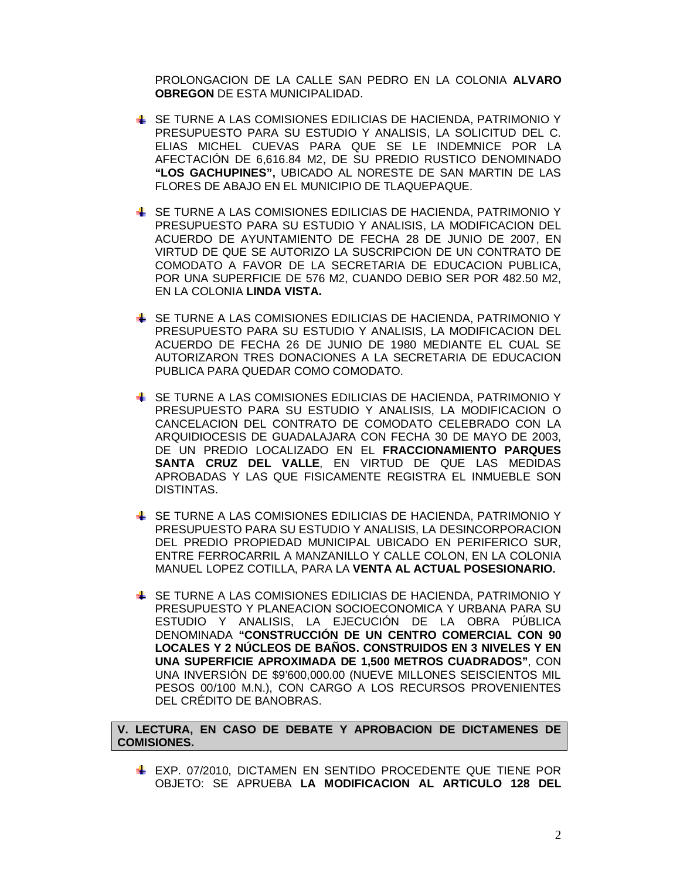PROLONGACION DE LA CALLE SAN PEDRO EN LA COLONIA **ALVARO OBREGON** DE ESTA MUNICIPALIDAD.

- SE TURNE A LAS COMISIONES EDILICIAS DE HACIENDA, PATRIMONIO Y PRESUPUESTO PARA SU ESTUDIO Y ANALISIS, LA SOLICITUD DEL C. ELIAS MICHEL CUEVAS PARA QUE SE LE INDEMNICE POR LA AFECTACIÓN DE 6,616.84 M2, DE SU PREDIO RUSTICO DENOMINADO **"LOS GACHUPINES",** UBICADO AL NORESTE DE SAN MARTIN DE LAS FLORES DE ABAJO EN EL MUNICIPIO DE TLAQUEPAQUE.

- SE TURNE A LAS COMISIONES EDILICIAS DE HACIENDA, PATRIMONIO Y PRESUPUESTO PARA SU ESTUDIO Y ANALISIS, LA MODIFICACION DEL ACUERDO DE AYUNTAMIENTO DE FECHA 28 DE JUNIO DE 2007, EN VIRTUD DE QUE SE AUTORIZO LA SUSCRIPCION DE UN CONTRATO DE COMODATO A FAVOR DE LA SECRETARIA DE EDUCACION PUBLICA, POR UNA SUPERFICIE DE 576 M2, CUANDO DEBIO SER POR 482.50 M2, EN LA COLONIA **LINDA VISTA.**

- SE TURNE A LAS COMISIONES EDILICIAS DE HACIENDA, PATRIMONIO Y PRESUPUESTO PARA SU ESTUDIO Y ANALISIS, LA MODIFICACION DEL ACUERDO DE FECHA 26 DE JUNIO DE 1980 MEDIANTE EL CUAL SE AUTORIZARON TRES DONACIONES A LA SECRETARIA DE EDUCACION PUBLICA PARA QUEDAR COMO COMODATO.

- SE TURNE A LAS COMISIONES EDILICIAS DE HACIENDA, PATRIMONIO Y PRESUPUESTO PARA SU ESTUDIO Y ANALISIS, LA MODIFICACION O CANCELACION DEL CONTRATO DE COMODATO CELEBRADO CON LA ARQUIDIOCESIS DE GUADALAJARA CON FECHA 30 DE MAYO DE 2003, DE UN PREDIO LOCALIZADO EN EL **FRACCIONAMIENTO PARQUES SANTA CRUZ DEL VALLE**, EN VIRTUD DE QUE LAS MEDIDAS APROBADAS Y LAS QUE FISICAMENTE REGISTRA EL INMUEBLE SON DISTINTAS.

- SE TURNE A LAS COMISIONES EDILICIAS DE HACIENDA, PATRIMONIO Y PRESUPUESTO PARA SU ESTUDIO Y ANALISIS, LA DESINCORPORACION DEL PREDIO PROPIEDAD MUNICIPAL UBICADO EN PERIFERICO SUR, ENTRE FERROCARRIL A MANZANILLO Y CALLE COLON, EN LA COLONIA MANUEL LOPEZ COTILLA, PARA LA **VENTA AL ACTUAL POSESIONARIO.**

- SE TURNE A LAS COMISIONES EDILICIAS DE HACIENDA, PATRIMONIO Y PRESUPUESTO Y PLANEACION SOCIOECONOMICA Y URBANA PARA SU ESTUDIO Y ANALISIS, LA EJECUCIÓN DE LA OBRA PÚBLICA DENOMINADA **"CONSTRUCCIÓN DE UN CENTRO COMERCIAL CON 90 LOCALES Y 2 NÚCLEOS DE BAÑOS. CONSTRUIDOS EN 3 NIVELES Y EN UNA SUPERFICIE APROXIMADA DE 1,500 METROS CUADRADOS"**, CON UNA INVERSIÓN DE $9'600,000.00 (NUEVE MILLONES SEISCIENTOS MIL PESOS 00/100 M.N.), CON CARGO A LOS RECURSOS PROVENIENTES DEL CRÉDITO DE BANOBRAS.

**V. LECTURA, EN CASO DE DEBATE Y APROBACION DE DICTAMENES DE COMISIONES.**

- EXP. 07/2010, DICTAMEN EN SENTIDO PROCEDENTE QUE TIENE POR OBJETO: SE APRUEBA **LA MODIFICACION AL ARTICULO 128 DEL**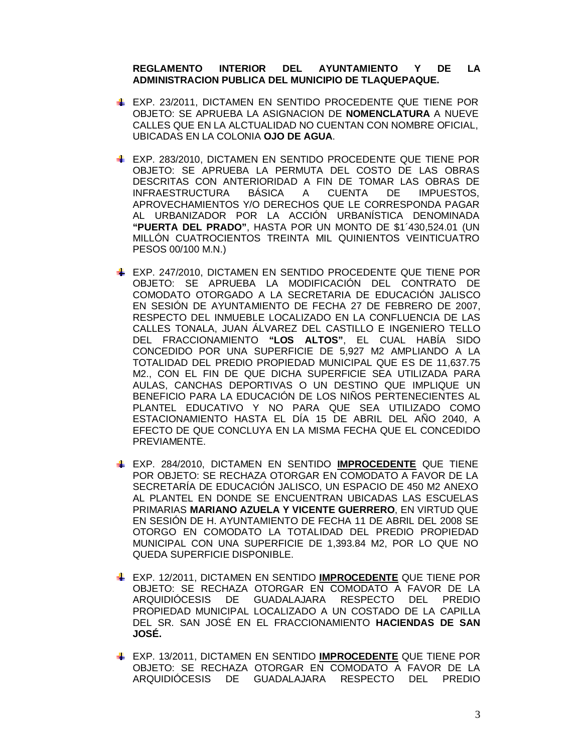**REGLAMENTO INTERIOR DEL AYUNTAMIENTO Y DE LA ADMINISTRACION PUBLICA DEL MUNICIPIO DE TLAQUEPAQUE.**

- EXP. 23/2011, DICTAMEN EN SENTIDO PROCEDENTE QUE TIENE POR OBJETO: SE APRUEBA LA ASIGNACION DE **NOMENCLATURA** A NUEVE CALLES QUE EN LA ALCTUALIDAD NO CUENTAN CON NOMBRE OFICIAL, UBICADAS EN LA COLONIA **OJO DE AGUA**.

- EXP. 283/2010, DICTAMEN EN SENTIDO PROCEDENTE QUE TIENE POR OBJETO: SE APRUEBA LA PERMUTA DEL COSTO DE LAS OBRAS DESCRITAS CON ANTERIORIDAD A FIN DE TOMAR LAS OBRAS DE INFRAESTRUCTURA BÁSICA A CUENTA DE IMPUESTOS, APROVECHAMIENTOS Y/O DERECHOS QUE LE CORRESPONDA PAGAR AL URBANIZADOR POR LA ACCIÓN URBANÍSTICA DENOMINADA **"PUERTA DEL PRADO"**, HASTA POR UN MONTO DE $1´430,524.01 (UN MILLÓN CUATROCIENTOS TREINTA MIL QUINIENTOS VEINTICUATRO PESOS 00/100 M.N.)

- EXP. 247/2010, DICTAMEN EN SENTIDO PROCEDENTE QUE TIENE POR OBJETO: SE APRUEBA LA MODIFICACIÓN DEL CONTRATO DE COMODATO OTORGADO A LA SECRETARIA DE EDUCACIÓN JALISCO EN SESIÓN DE AYUNTAMIENTO DE FECHA 27 DE FEBRERO DE 2007, RESPECTO DEL INMUEBLE LOCALIZADO EN LA CONFLUENCIA DE LAS CALLES TONALA, JUAN ÁLVAREZ DEL CASTILLO E INGENIERO TELLO DEL FRACCIONAMIENTO **"LOS ALTOS"**, EL CUAL HABÍA SIDO CONCEDIDO POR UNA SUPERFICIE DE 5,927 M2 AMPLIANDO A LA TOTALIDAD DEL PREDIO PROPIEDAD MUNICIPAL QUE ES DE 11,637.75 M2., CON EL FIN DE QUE DICHA SUPERFICIE SEA UTILIZADA PARA AULAS, CANCHAS DEPORTIVAS O UN DESTINO QUE IMPLIQUE UN BENEFICIO PARA LA EDUCACIÓN DE LOS NIÑOS PERTENECIENTES AL PLANTEL EDUCATIVO Y NO PARA QUE SEA UTILIZADO COMO ESTACIONAMIENTO HASTA EL DÍA 15 DE ABRIL DEL AÑO 2040, A EFECTO DE QUE CONCLUYA EN LA MISMA FECHA QUE EL CONCEDIDO PREVIAMENTE.

- EXP. 284/2010, DICTAMEN EN SENTIDO **IMPROCEDENTE** QUE TIENE POR OBJETO: SE RECHAZA OTORGAR EN COMODATO A FAVOR DE LA SECRETARÍA DE EDUCACIÓN JALISCO, UN ESPACIO DE 450 M2 ANEXO AL PLANTEL EN DONDE SE ENCUENTRAN UBICADAS LAS ESCUELAS PRIMARIAS **MARIANO AZUELA Y VICENTE GUERRERO**, EN VIRTUD QUE EN SESIÓN DE H. AYUNTAMIENTO DE FECHA 11 DE ABRIL DEL 2008 SE OTORGO EN COMODATO LA TOTALIDAD DEL PREDIO PROPIEDAD MUNICIPAL CON UNA SUPERFICIE DE 1,393.84 M2, POR LO QUE NO QUEDA SUPERFICIE DISPONIBLE.

- EXP. 12/2011, DICTAMEN EN SENTIDO **IMPROCEDENTE** QUE TIENE POR OBJETO: SE RECHAZA OTORGAR EN COMODATO A FAVOR DE LA ARQUIDIÓCESIS DE GUADALAJARA RESPECTO DEL PREDIO PROPIEDAD MUNICIPAL LOCALIZADO A UN COSTADO DE LA CAPILLA DEL SR. SAN JOSÉ EN EL FRACCIONAMIENTO **HACIENDAS DE SAN JOSÉ.**

- EXP. 13/2011, DICTAMEN EN SENTIDO **IMPROCEDENTE** QUE TIENE POR OBJETO: SE RECHAZA OTORGAR EN COMODATO A FAVOR DE LA ARQUIDIÓCESIS DE GUADALAJARA RESPECTO DEL PREDIO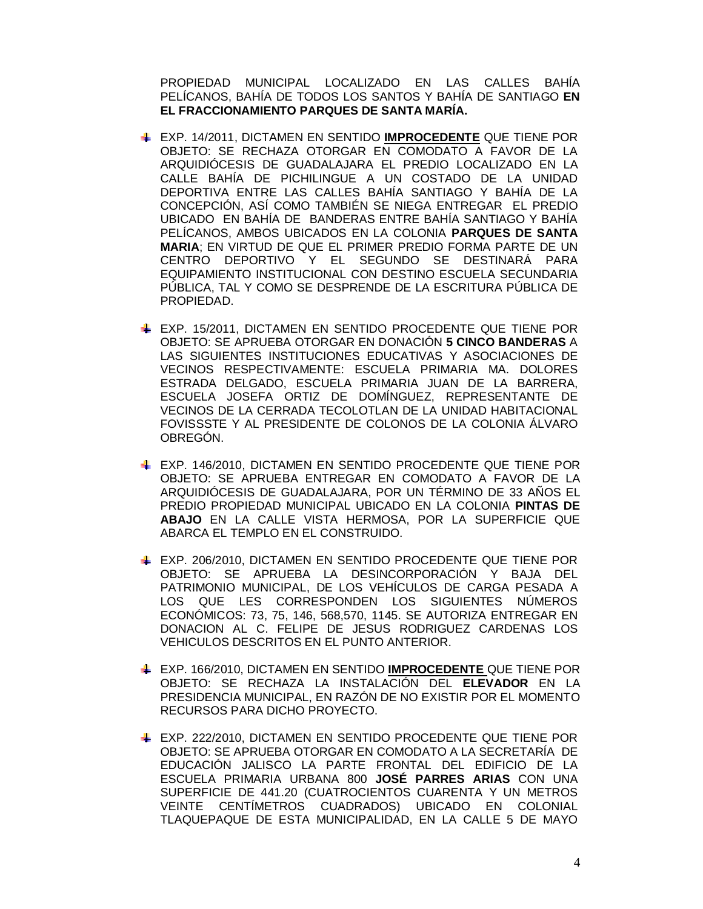PROPIEDAD MUNICIPAL LOCALIZADO EN LAS CALLES BAHÍA PELÍCANOS, BAHÍA DE TODOS LOS SANTOS Y BAHÍA DE SANTIAGO **EN EL FRACCIONAMIENTO PARQUES DE SANTA MARÍA.**

- EXP. 14/2011, DICTAMEN EN SENTIDO **IMPROCEDENTE** QUE TIENE POR OBJETO: SE RECHAZA OTORGAR EN COMODATO A FAVOR DE LA ARQUIDIÓCESIS DE GUADALAJARA EL PREDIO LOCALIZADO EN LA CALLE BAHÍA DE PICHILINGUE A UN COSTADO DE LA UNIDAD DEPORTIVA ENTRE LAS CALLES BAHÍA SANTIAGO Y BAHÍA DE LA CONCEPCIÓN, ASÍ COMO TAMBIÉN SE NIEGA ENTREGAR EL PREDIO UBICADO EN BAHÍA DE BANDERAS ENTRE BAHÍA SANTIAGO Y BAHÍA PELÍCANOS, AMBOS UBICADOS EN LA COLONIA **PARQUES DE SANTA MARIA**; EN VIRTUD DE QUE EL PRIMER PREDIO FORMA PARTE DE UN CENTRO DEPORTIVO Y EL SEGUNDO SE DESTINARÁ PARA EQUIPAMIENTO INSTITUCIONAL CON DESTINO ESCUELA SECUNDARIA PÚBLICA, TAL Y COMO SE DESPRENDE DE LA ESCRITURA PÚBLICA DE PROPIEDAD.

- EXP. 15/2011, DICTAMEN EN SENTIDO PROCEDENTE QUE TIENE POR OBJETO: SE APRUEBA OTORGAR EN DONACIÓN **5 CINCO BANDERAS** A LAS SIGUIENTES INSTITUCIONES EDUCATIVAS Y ASOCIACIONES DE VECINOS RESPECTIVAMENTE: ESCUELA PRIMARIA MA. DOLORES ESTRADA DELGADO, ESCUELA PRIMARIA JUAN DE LA BARRERA, ESCUELA JOSEFA ORTIZ DE DOMÍNGUEZ, REPRESENTANTE DE VECINOS DE LA CERRADA TECOLOTLAN DE LA UNIDAD HABITACIONAL FOVISSSTE Y AL PRESIDENTE DE COLONOS DE LA COLONIA ÁLVARO OBREGÓN.

- EXP. 146/2010, DICTAMEN EN SENTIDO PROCEDENTE QUE TIENE POR OBJETO: SE APRUEBA ENTREGAR EN COMODATO A FAVOR DE LA ARQUIDIÓCESIS DE GUADALAJARA, POR UN TÉRMINO DE 33 AÑOS EL PREDIO PROPIEDAD MUNICIPAL UBICADO EN LA COLONIA **PINTAS DE ABAJO** EN LA CALLE VISTA HERMOSA, POR LA SUPERFICIE QUE ABARCA EL TEMPLO EN EL CONSTRUIDO.

- EXP. 206/2010, DICTAMEN EN SENTIDO PROCEDENTE QUE TIENE POR OBJETO: SE APRUEBA LA DESINCORPORACIÓN Y BAJA DEL PATRIMONIO MUNICIPAL, DE LOS VEHÍCULOS DE CARGA PESADA A LOS QUE LES CORRESPONDEN LOS SIGUIENTES NÚMEROS ECONÓMICOS: 73, 75, 146, 568,570, 1145. SE AUTORIZA ENTREGAR EN DONACION AL C. FELIPE DE JESUS RODRIGUEZ CARDENAS LOS VEHICULOS DESCRITOS EN EL PUNTO ANTERIOR.

- EXP. 166/2010, DICTAMEN EN SENTIDO **IMPROCEDENTE** QUE TIENE POR OBJETO: SE RECHAZA LA INSTALACIÓN DEL **ELEVADOR** EN LA PRESIDENCIA MUNICIPAL, EN RAZÓN DE NO EXISTIR POR EL MOMENTO RECURSOS PARA DICHO PROYECTO.

- EXP. 222/2010, DICTAMEN EN SENTIDO PROCEDENTE QUE TIENE POR OBJETO: SE APRUEBA OTORGAR EN COMODATO A LA SECRETARÍA DE EDUCACIÓN JALISCO LA PARTE FRONTAL DEL EDIFICIO DE LA ESCUELA PRIMARIA URBANA 800 **JOSÉ PARRES ARIAS** CON UNA SUPERFICIE DE 441.20 (CUATROCIENTOS CUARENTA Y UN METROS VEINTE CENTÍMETROS CUADRADOS) UBICADO EN COLONIAL TLAQUEPAQUE DE ESTA MUNICIPALIDAD, EN LA CALLE 5 DE MAYO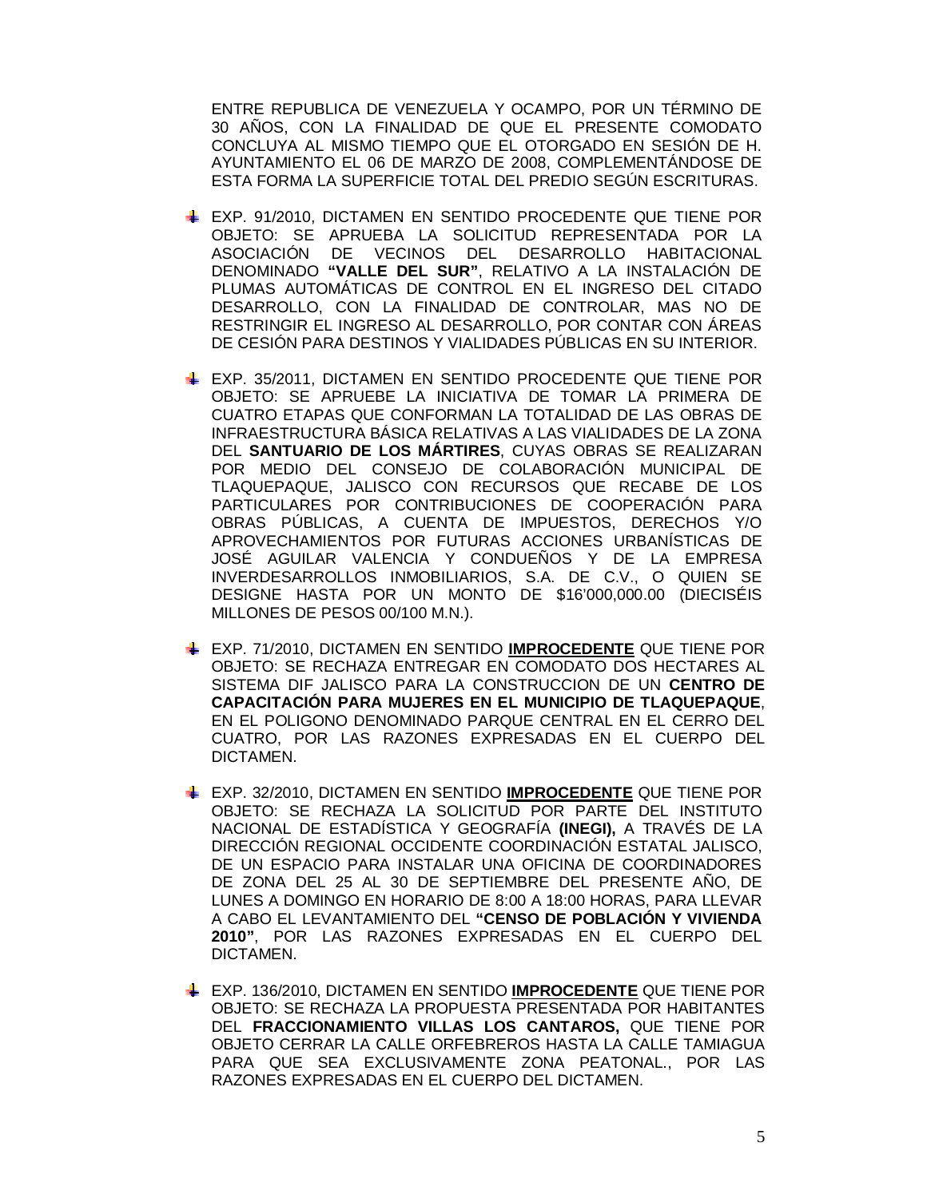ENTRE REPUBLICA DE VENEZUELA Y OCAMPO, POR UN TÉRMINO DE 30 AÑOS, CON LA FINALIDAD DE QUE EL PRESENTE COMODATO CONCLUYA AL MISMO TIEMPO QUE EL OTORGADO EN SESIÓN DE H. AYUNTAMIENTO EL 06 DE MARZO DE 2008, COMPLEMENTÁNDOSE DE ESTA FORMA LA SUPERFICIE TOTAL DEL PREDIO SEGÚN ESCRITURAS.

- EXP. 91/2010, DICTAMEN EN SENTIDO PROCEDENTE QUE TIENE POR OBJETO: SE APRUEBA LA SOLICITUD REPRESENTADA POR LA ASOCIACIÓN DE VECINOS DEL DESARROLLO HABITACIONAL DENOMINADO **"VALLE DEL SUR"**, RELATIVO A LA INSTALACIÓN DE PLUMAS AUTOMÁTICAS DE CONTROL EN EL INGRESO DEL CITADO DESARROLLO, CON LA FINALIDAD DE CONTROLAR, MAS NO DE RESTRINGIR EL INGRESO AL DESARROLLO, POR CONTAR CON ÁREAS DE CESIÓN PARA DESTINOS Y VIALIDADES PÚBLICAS EN SU INTERIOR.

- EXP. 35/2011, DICTAMEN EN SENTIDO PROCEDENTE QUE TIENE POR OBJETO: SE APRUEBE LA INICIATIVA DE TOMAR LA PRIMERA DE CUATRO ETAPAS QUE CONFORMAN LA TOTALIDAD DE LAS OBRAS DE INFRAESTRUCTURA BÁSICA RELATIVAS A LAS VIALIDADES DE LA ZONA DEL **SANTUARIO DE LOS MÁRTIRES**, CUYAS OBRAS SE REALIZARAN POR MEDIO DEL CONSEJO DE COLABORACIÓN MUNICIPAL DE TLAQUEPAQUE, JALISCO CON RECURSOS QUE RECABE DE LOS PARTICULARES POR CONTRIBUCIONES DE COOPERACIÓN PARA OBRAS PÚBLICAS, A CUENTA DE IMPUESTOS, DERECHOS Y/O APROVECHAMIENTOS POR FUTURAS ACCIONES URBANÍSTICAS DE JOSÉ AGUILAR VALENCIA Y CONDUEÑOS Y DE LA EMPRESA INVERDESARROLLOS INMOBILIARIOS, S.A. DE C.V., O QUIEN SE DESIGNE HASTA POR UN MONTO DE $16'000,000.00 (DIECISÉIS MILLONES DE PESOS 00/100 M.N.).

- EXP. 71/2010, DICTAMEN EN SENTIDO **IMPROCEDENTE** QUE TIENE POR OBJETO: SE RECHAZA ENTREGAR EN COMODATO DOS HECTARES AL SISTEMA DIF JALISCO PARA LA CONSTRUCCION DE UN **CENTRO DE CAPACITACIÓN PARA MUJERES EN EL MUNICIPIO DE TLAQUEPAQUE**, EN EL POLIGONO DENOMINADO PARQUE CENTRAL EN EL CERRO DEL CUATRO, POR LAS RAZONES EXPRESADAS EN EL CUERPO DEL DICTAMEN.

- EXP. 32/2010, DICTAMEN EN SENTIDO **IMPROCEDENTE** QUE TIENE POR OBJETO: SE RECHAZA LA SOLICITUD POR PARTE DEL INSTITUTO NACIONAL DE ESTADÍSTICA Y GEOGRAFÍA **(INEGI),** A TRAVÉS DE LA DIRECCIÓN REGIONAL OCCIDENTE COORDINACIÓN ESTATAL JALISCO, DE UN ESPACIO PARA INSTALAR UNA OFICINA DE COORDINADORES DE ZONA DEL 25 AL 30 DE SEPTIEMBRE DEL PRESENTE AÑO, DE LUNES A DOMINGO EN HORARIO DE 8:00 A 18:00 HORAS, PARA LLEVAR A CABO EL LEVANTAMIENTO DEL **"CENSO DE POBLACIÓN Y VIVIENDA 2010"**, POR LAS RAZONES EXPRESADAS EN EL CUERPO DEL DICTAMEN.

- EXP. 136/2010, DICTAMEN EN SENTIDO **IMPROCEDENTE** QUE TIENE POR OBJETO: SE RECHAZA LA PROPUESTA PRESENTADA POR HABITANTES DEL **FRACCIONAMIENTO VILLAS LOS CANTAROS,** QUE TIENE POR OBJETO CERRAR LA CALLE ORFEBREROS HASTA LA CALLE TAMIAGUA PARA QUE SEA EXCLUSIVAMENTE ZONA PEATONAL., POR LAS RAZONES EXPRESADAS EN EL CUERPO DEL DICTAMEN.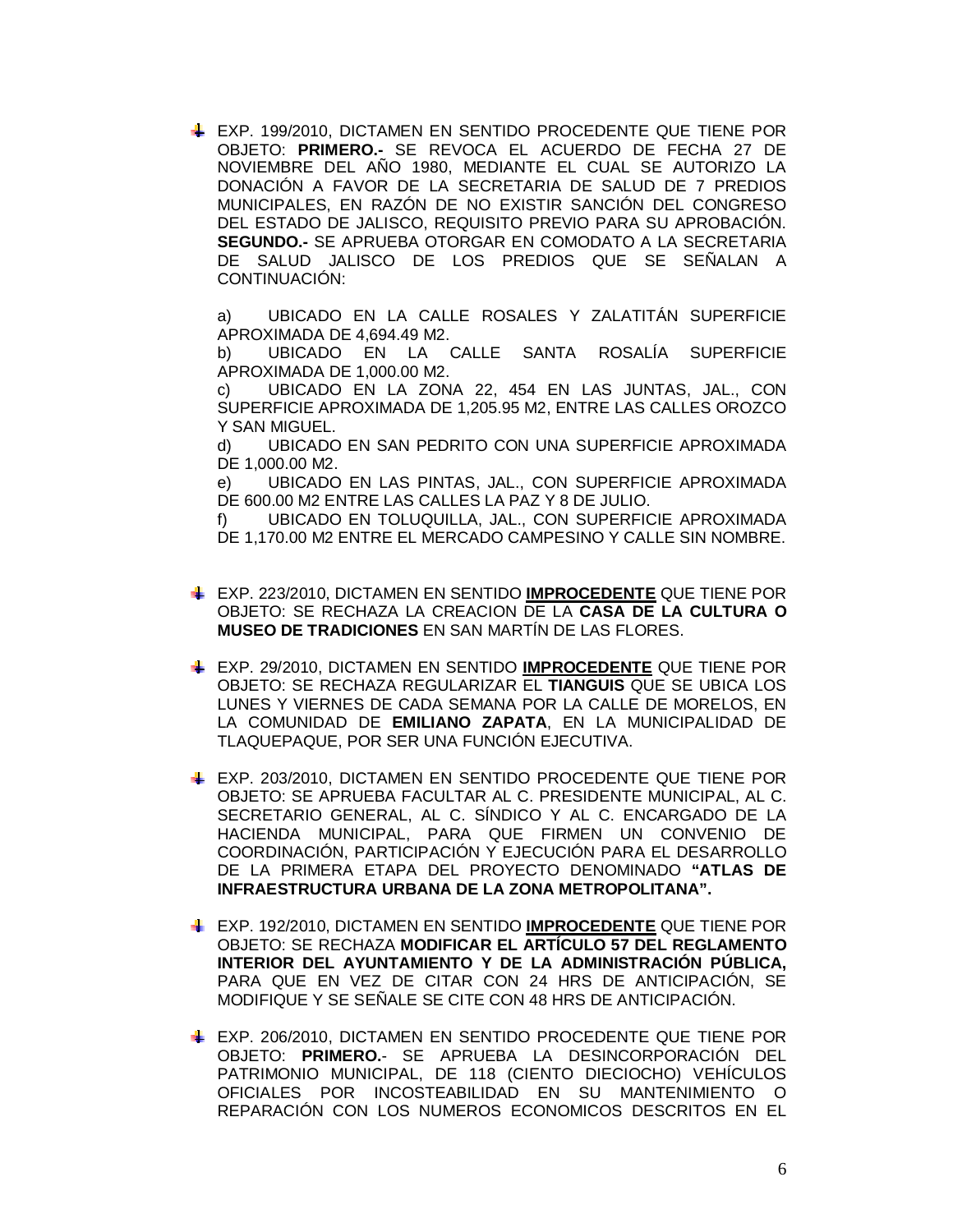- EXP. 199/2010, DICTAMEN EN SENTIDO PROCEDENTE QUE TIENE POR OBJETO: **PRIMERO.-** SE REVOCA EL ACUERDO DE FECHA 27 DE NOVIEMBRE DEL AÑO 1980, MEDIANTE EL CUAL SE AUTORIZO LA DONACIÓN A FAVOR DE LA SECRETARIA DE SALUD DE 7 PREDIOS MUNICIPALES, EN RAZÓN DE NO EXISTIR SANCIÓN DEL CONGRESO DEL ESTADO DE JALISCO, REQUISITO PREVIO PARA SU APROBACIÓN. **SEGUNDO.-** SE APRUEBA OTORGAR EN COMODATO A LA SECRETARIA DE SALUD JALISCO DE LOS PREDIOS QUE SE SEÑALAN A CONTINUACIÓN:

  a) UBICADO EN LA CALLE ROSALES Y ZALATITÁN SUPERFICIE APROXIMADA DE 4,694.49 M2.
  b) UBICADO EN LA CALLE SANTA ROSALÍA SUPERFICIE APROXIMADA DE 1,000.00 M2.
  c) UBICADO EN LA ZONA 22, 454 EN LAS JUNTAS, JAL., CON SUPERFICIE APROXIMADA DE 1,205.95 M2, ENTRE LAS CALLES OROZCO Y SAN MIGUEL.
  d) UBICADO EN SAN PEDRITO CON UNA SUPERFICIE APROXIMADA DE 1,000.00 M2.
  e) UBICADO EN LAS PINTAS, JAL., CON SUPERFICIE APROXIMADA DE 600.00 M2 ENTRE LAS CALLES LA PAZ Y 8 DE JULIO.
  f) UBICADO EN TOLUQUILLA, JAL., CON SUPERFICIE APROXIMADA DE 1,170.00 M2 ENTRE EL MERCADO CAMPESINO Y CALLE SIN NOMBRE.

- EXP. 223/2010, DICTAMEN EN SENTIDO **IMPROCEDENTE** QUE TIENE POR OBJETO: SE RECHAZA LA CREACION DE LA **CASA DE LA CULTURA O MUSEO DE TRADICIONES** EN SAN MARTÍN DE LAS FLORES.

- EXP. 29/2010, DICTAMEN EN SENTIDO **IMPROCEDENTE** QUE TIENE POR OBJETO: SE RECHAZA REGULARIZAR EL **TIANGUIS** QUE SE UBICA LOS LUNES Y VIERNES DE CADA SEMANA POR LA CALLE DE MORELOS, EN LA COMUNIDAD DE **EMILIANO ZAPATA**, EN LA MUNICIPALIDAD DE TLAQUEPAQUE, POR SER UNA FUNCIÓN EJECUTIVA.

- EXP. 203/2010, DICTAMEN EN SENTIDO PROCEDENTE QUE TIENE POR OBJETO: SE APRUEBA FACULTAR AL C. PRESIDENTE MUNICIPAL, AL C. SECRETARIO GENERAL, AL C. SÍNDICO Y AL C. ENCARGADO DE LA HACIENDA MUNICIPAL, PARA QUE FIRMEN UN CONVENIO DE COORDINACIÓN, PARTICIPACIÓN Y EJECUCIÓN PARA EL DESARROLLO DE LA PRIMERA ETAPA DEL PROYECTO DENOMINADO **"ATLAS DE INFRAESTRUCTURA URBANA DE LA ZONA METROPOLITANA".**

- EXP. 192/2010, DICTAMEN EN SENTIDO **IMPROCEDENTE** QUE TIENE POR OBJETO: SE RECHAZA **MODIFICAR EL ARTÍCULO 57 DEL REGLAMENTO INTERIOR DEL AYUNTAMIENTO Y DE LA ADMINISTRACIÓN PÚBLICA,** PARA QUE EN VEZ DE CITAR CON 24 HRS DE ANTICIPACIÓN, SE MODIFIQUE Y SE SEÑALE SE CITE CON 48 HRS DE ANTICIPACIÓN.

- EXP. 206/2010, DICTAMEN EN SENTIDO PROCEDENTE QUE TIENE POR OBJETO: **PRIMERO.**- SE APRUEBA LA DESINCORPORACIÓN DEL PATRIMONIO MUNICIPAL, DE 118 (CIENTO DIECIOCHO) VEHÍCULOS OFICIALES POR INCOSTEABILIDAD EN SU MANTENIMIENTO O REPARACIÓN CON LOS NUMEROS ECONOMICOS DESCRITOS EN EL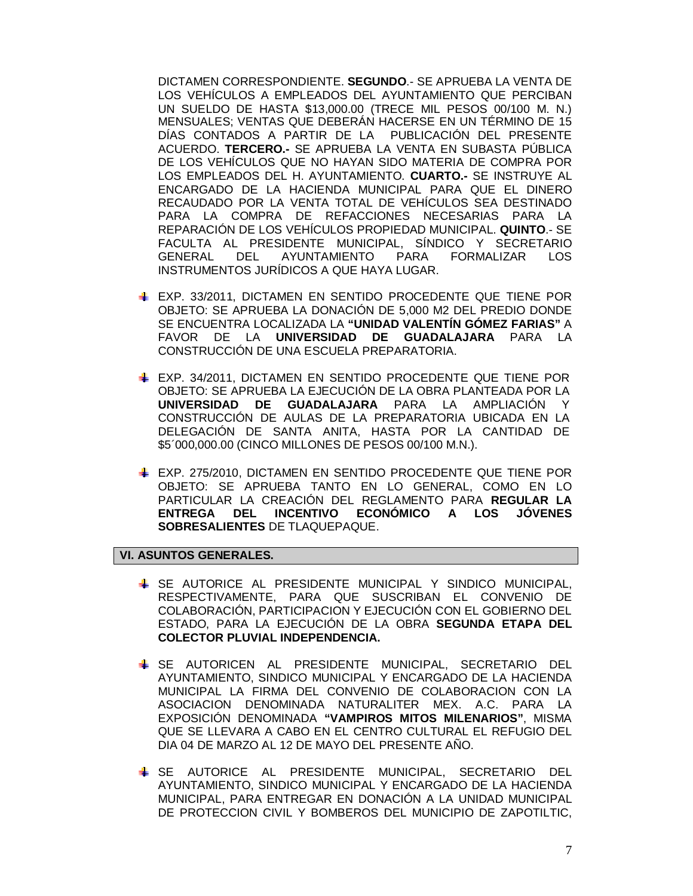DICTAMEN CORRESPONDIENTE. **SEGUNDO**.- SE APRUEBA LA VENTA DE LOS VEHÍCULOS A EMPLEADOS DEL AYUNTAMIENTO QUE PERCIBAN UN SUELDO DE HASTA $13,000.00 (TRECE MIL PESOS 00/100 M. N.) MENSUALES; VENTAS QUE DEBERÁN HACERSE EN UN TÉRMINO DE 15 DÍAS CONTADOS A PARTIR DE LA PUBLICACIÓN DEL PRESENTE ACUERDO. **TERCERO.-** SE APRUEBA LA VENTA EN SUBASTA PÚBLICA DE LOS VEHÍCULOS QUE NO HAYAN SIDO MATERIA DE COMPRA POR LOS EMPLEADOS DEL H. AYUNTAMIENTO. **CUARTO.-** SE INSTRUYE AL ENCARGADO DE LA HACIENDA MUNICIPAL PARA QUE EL DINERO RECAUDADO POR LA VENTA TOTAL DE VEHÍCULOS SEA DESTINADO PARA LA COMPRA DE REFACCIONES NECESARIAS PARA LA REPARACIÓN DE LOS VEHÍCULOS PROPIEDAD MUNICIPAL. **QUINTO**.- SE FACULTA AL PRESIDENTE MUNICIPAL, SÍNDICO Y SECRETARIO GENERAL DEL AYUNTAMIENTO PARA FORMALIZAR LOS INSTRUMENTOS JURÍDICOS A QUE HAYA LUGAR.

- EXP. 33/2011, DICTAMEN EN SENTIDO PROCEDENTE QUE TIENE POR OBJETO: SE APRUEBA LA DONACIÓN DE 5,000 M2 DEL PREDIO DONDE SE ENCUENTRA LOCALIZADA LA **"UNIDAD VALENTÍN GÓMEZ FARIAS"** A FAVOR DE LA **UNIVERSIDAD DE GUADALAJARA** PARA LA CONSTRUCCIÓN DE UNA ESCUELA PREPARATORIA.

- EXP. 34/2011, DICTAMEN EN SENTIDO PROCEDENTE QUE TIENE POR OBJETO: SE APRUEBA LA EJECUCIÓN DE LA OBRA PLANTEADA POR LA **UNIVERSIDAD DE GUADALAJARA** PARA LA AMPLIACIÓN Y CONSTRUCCIÓN DE AULAS DE LA PREPARATORIA UBICADA EN LA DELEGACIÓN DE SANTA ANITA, HASTA POR LA CANTIDAD DE $5´000,000.00 (CINCO MILLONES DE PESOS 00/100 M.N.).

- EXP. 275/2010, DICTAMEN EN SENTIDO PROCEDENTE QUE TIENE POR OBJETO: SE APRUEBA TANTO EN LO GENERAL, COMO EN LO PARTICULAR LA CREACIÓN DEL REGLAMENTO PARA **REGULAR LA ENTREGA DEL INCENTIVO ECONÓMICO A LOS JÓVENES SOBRESALIENTES** DE TLAQUEPAQUE.

## VI. ASUNTOS GENERALES.

- SE AUTORICE AL PRESIDENTE MUNICIPAL Y SINDICO MUNICIPAL, RESPECTIVAMENTE, PARA QUE SUSCRIBAN EL CONVENIO DE COLABORACIÓN, PARTICIPACION Y EJECUCIÓN CON EL GOBIERNO DEL ESTADO, PARA LA EJECUCIÓN DE LA OBRA **SEGUNDA ETAPA DEL COLECTOR PLUVIAL INDEPENDENCIA.**

- SE AUTORICEN AL PRESIDENTE MUNICIPAL, SECRETARIO DEL AYUNTAMIENTO, SINDICO MUNICIPAL Y ENCARGADO DE LA HACIENDA MUNICIPAL LA FIRMA DEL CONVENIO DE COLABORACION CON LA ASOCIACION DENOMINADA NATURALITER MEX. A.C. PARA LA EXPOSICIÓN DENOMINADA **"VAMPIROS MITOS MILENARIOS"**, MISMA QUE SE LLEVARA A CABO EN EL CENTRO CULTURAL EL REFUGIO DEL DIA 04 DE MARZO AL 12 DE MAYO DEL PRESENTE AÑO.

- SE AUTORICE AL PRESIDENTE MUNICIPAL, SECRETARIO DEL AYUNTAMIENTO, SINDICO MUNICIPAL Y ENCARGADO DE LA HACIENDA MUNICIPAL, PARA ENTREGAR EN DONACIÓN A LA UNIDAD MUNICIPAL DE PROTECCION CIVIL Y BOMBEROS DEL MUNICIPIO DE ZAPOTILTIC,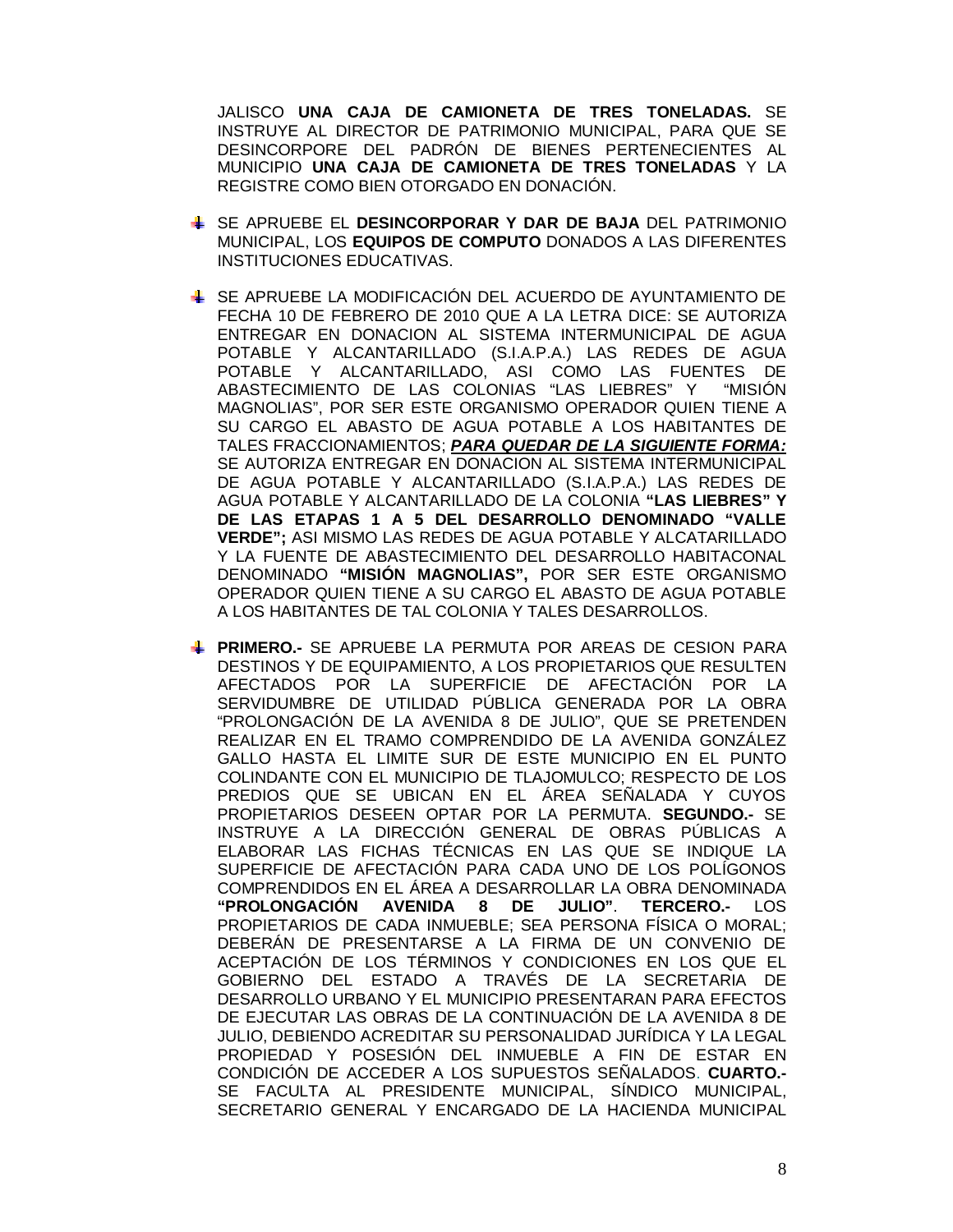JALISCO **UNA CAJA DE CAMIONETA DE TRES TONELADAS.** SE INSTRUYE AL DIRECTOR DE PATRIMONIO MUNICIPAL, PARA QUE SE DESINCORPORE DEL PADRÓN DE BIENES PERTENECIENTES AL MUNICIPIO **UNA CAJA DE CAMIONETA DE TRES TONELADAS** Y LA REGISTRE COMO BIEN OTORGADO EN DONACIÓN.

- SE APRUEBE EL **DESINCORPORAR Y DAR DE BAJA** DEL PATRIMONIO MUNICIPAL, LOS **EQUIPOS DE COMPUTO** DONADOS A LAS DIFERENTES INSTITUCIONES EDUCATIVAS.

- SE APRUEBE LA MODIFICACIÓN DEL ACUERDO DE AYUNTAMIENTO DE FECHA 10 DE FEBRERO DE 2010 QUE A LA LETRA DICE: SE AUTORIZA ENTREGAR EN DONACION AL SISTEMA INTERMUNICIPAL DE AGUA POTABLE Y ALCANTARILLADO (S.I.A.P.A.) LAS REDES DE AGUA POTABLE Y ALCANTARILLADO, ASI COMO LAS FUENTES DE ABASTECIMIENTO DE LAS COLONIAS "LAS LIEBRES" Y "MISIÓN MAGNOLIAS", POR SER ESTE ORGANISMO OPERADOR QUIEN TIENE A SU CARGO EL ABASTO DE AGUA POTABLE A LOS HABITANTES DE TALES FRACCIONAMIENTOS; ***PARA QUEDAR DE LA SIGUIENTE FORMA:*** SE AUTORIZA ENTREGAR EN DONACION AL SISTEMA INTERMUNICIPAL DE AGUA POTABLE Y ALCANTARILLADO (S.I.A.P.A.) LAS REDES DE AGUA POTABLE Y ALCANTARILLADO DE LA COLONIA **"LAS LIEBRES" Y DE LAS ETAPAS 1 A 5 DEL DESARROLLO DENOMINADO "VALLE VERDE";** ASI MISMO LAS REDES DE AGUA POTABLE Y ALCATARILLADO Y LA FUENTE DE ABASTECIMIENTO DEL DESARROLLO HABITACONAL DENOMINADO **"MISIÓN MAGNOLIAS",** POR SER ESTE ORGANISMO OPERADOR QUIEN TIENE A SU CARGO EL ABASTO DE AGUA POTABLE A LOS HABITANTES DE TAL COLONIA Y TALES DESARROLLOS.

- **PRIMERO.-** SE APRUEBE LA PERMUTA POR AREAS DE CESION PARA DESTINOS Y DE EQUIPAMIENTO, A LOS PROPIETARIOS QUE RESULTEN AFECTADOS POR LA SUPERFICIE DE AFECTACIÓN POR LA SERVIDUMBRE DE UTILIDAD PÚBLICA GENERADA POR LA OBRA "PROLONGACIÓN DE LA AVENIDA 8 DE JULIO", QUE SE PRETENDEN REALIZAR EN EL TRAMO COMPRENDIDO DE LA AVENIDA GONZÁLEZ GALLO HASTA EL LIMITE SUR DE ESTE MUNICIPIO EN EL PUNTO COLINDANTE CON EL MUNICIPIO DE TLAJOMULCO; RESPECTO DE LOS PREDIOS QUE SE UBICAN EN EL ÁREA SEÑALADA Y CUYOS PROPIETARIOS DESEEN OPTAR POR LA PERMUTA. **SEGUNDO.-** SE INSTRUYE A LA DIRECCIÓN GENERAL DE OBRAS PÚBLICAS A ELABORAR LAS FICHAS TÉCNICAS EN LAS QUE SE INDIQUE LA SUPERFICIE DE AFECTACIÓN PARA CADA UNO DE LOS POLÍGONOS COMPRENDIDOS EN EL ÁREA A DESARROLLAR LA OBRA DENOMINADA **"PROLONGACIÓN AVENIDA 8 DE JULIO"**. **TERCERO.-** LOS PROPIETARIOS DE CADA INMUEBLE; SEA PERSONA FÍSICA O MORAL; DEBERÁN DE PRESENTARSE A LA FIRMA DE UN CONVENIO DE ACEPTACIÓN DE LOS TÉRMINOS Y CONDICIONES EN LOS QUE EL GOBIERNO DEL ESTADO A TRAVÉS DE LA SECRETARIA DE DESARROLLO URBANO Y EL MUNICIPIO PRESENTARAN PARA EFECTOS DE EJECUTAR LAS OBRAS DE LA CONTINUACIÓN DE LA AVENIDA 8 DE JULIO, DEBIENDO ACREDITAR SU PERSONALIDAD JURÍDICA Y LA LEGAL PROPIEDAD Y POSESIÓN DEL INMUEBLE A FIN DE ESTAR EN CONDICIÓN DE ACCEDER A LOS SUPUESTOS SEÑALADOS. **CUARTO.-** SE FACULTA AL PRESIDENTE MUNICIPAL, SÍNDICO MUNICIPAL, SECRETARIO GENERAL Y ENCARGADO DE LA HACIENDA MUNICIPAL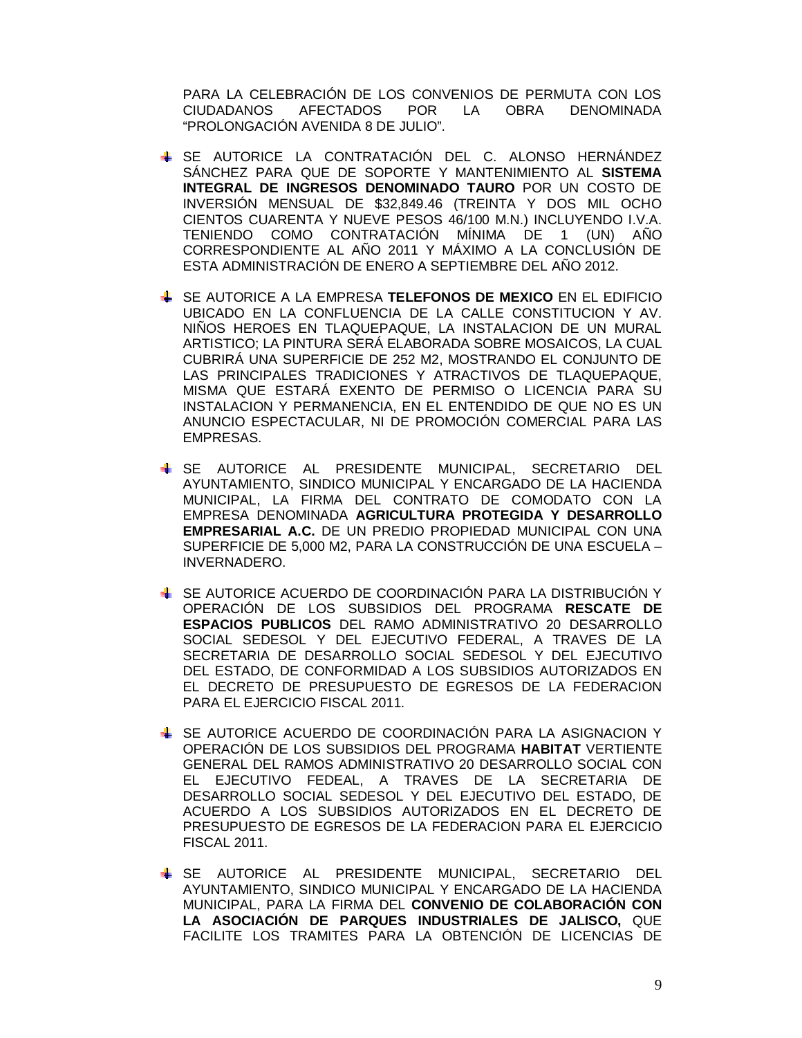PARA LA CELEBRACIÓN DE LOS CONVENIOS DE PERMUTA CON LOS CIUDADANOS AFECTADOS POR LA OBRA DENOMINADA "PROLONGACIÓN AVENIDA 8 DE JULIO".

- SE AUTORICE LA CONTRATACIÓN DEL C. ALONSO HERNÁNDEZ SÁNCHEZ PARA QUE DE SOPORTE Y MANTENIMIENTO AL **SISTEMA INTEGRAL DE INGRESOS DENOMINADO TAURO** POR UN COSTO DE INVERSIÓN MENSUAL DE $32,849.46 (TREINTA Y DOS MIL OCHO CIENTOS CUARENTA Y NUEVE PESOS 46/100 M.N.) INCLUYENDO I.V.A. TENIENDO COMO CONTRATACIÓN MÍNIMA DE 1 (UN) AÑO CORRESPONDIENTE AL AÑO 2011 Y MÁXIMO A LA CONCLUSIÓN DE ESTA ADMINISTRACIÓN DE ENERO A SEPTIEMBRE DEL AÑO 2012.

- SE AUTORICE A LA EMPRESA **TELEFONOS DE MEXICO** EN EL EDIFICIO UBICADO EN LA CONFLUENCIA DE LA CALLE CONSTITUCION Y AV. NIÑOS HEROES EN TLAQUEPAQUE, LA INSTALACION DE UN MURAL ARTISTICO; LA PINTURA SERÁ ELABORADA SOBRE MOSAICOS, LA CUAL CUBRIRÁ UNA SUPERFICIE DE 252 M2, MOSTRANDO EL CONJUNTO DE LAS PRINCIPALES TRADICIONES Y ATRACTIVOS DE TLAQUEPAQUE, MISMA QUE ESTARÁ EXENTO DE PERMISO O LICENCIA PARA SU INSTALACION Y PERMANENCIA, EN EL ENTENDIDO DE QUE NO ES UN ANUNCIO ESPECTACULAR, NI DE PROMOCIÓN COMERCIAL PARA LAS EMPRESAS.

- SE AUTORICE AL PRESIDENTE MUNICIPAL, SECRETARIO DEL AYUNTAMIENTO, SINDICO MUNICIPAL Y ENCARGADO DE LA HACIENDA MUNICIPAL, LA FIRMA DEL CONTRATO DE COMODATO CON LA EMPRESA DENOMINADA **AGRICULTURA PROTEGIDA Y DESARROLLO EMPRESARIAL A.C.** DE UN PREDIO PROPIEDAD MUNICIPAL CON UNA SUPERFICIE DE 5,000 M2, PARA LA CONSTRUCCIÓN DE UNA ESCUELA – INVERNADERO.

- SE AUTORICE ACUERDO DE COORDINACIÓN PARA LA DISTRIBUCIÓN Y OPERACIÓN DE LOS SUBSIDIOS DEL PROGRAMA **RESCATE DE ESPACIOS PUBLICOS** DEL RAMO ADMINISTRATIVO 20 DESARROLLO SOCIAL SEDESOL Y DEL EJECUTIVO FEDERAL, A TRAVES DE LA SECRETARIA DE DESARROLLO SOCIAL SEDESOL Y DEL EJECUTIVO DEL ESTADO, DE CONFORMIDAD A LOS SUBSIDIOS AUTORIZADOS EN EL DECRETO DE PRESUPUESTO DE EGRESOS DE LA FEDERACION PARA EL EJERCICIO FISCAL 2011.

- SE AUTORICE ACUERDO DE COORDINACIÓN PARA LA ASIGNACION Y OPERACIÓN DE LOS SUBSIDIOS DEL PROGRAMA **HABITAT** VERTIENTE GENERAL DEL RAMOS ADMINISTRATIVO 20 DESARROLLO SOCIAL CON EL EJECUTIVO FEDEAL, A TRAVES DE LA SECRETARIA DE DESARROLLO SOCIAL SEDESOL Y DEL EJECUTIVO DEL ESTADO, DE ACUERDO A LOS SUBSIDIOS AUTORIZADOS EN EL DECRETO DE PRESUPUESTO DE EGRESOS DE LA FEDERACION PARA EL EJERCICIO FISCAL 2011.

- SE AUTORICE AL PRESIDENTE MUNICIPAL, SECRETARIO DEL AYUNTAMIENTO, SINDICO MUNICIPAL Y ENCARGADO DE LA HACIENDA MUNICIPAL, PARA LA FIRMA DEL **CONVENIO DE COLABORACIÓN CON LA ASOCIACIÓN DE PARQUES INDUSTRIALES DE JALISCO,** QUE FACILITE LOS TRAMITES PARA LA OBTENCIÓN DE LICENCIAS DE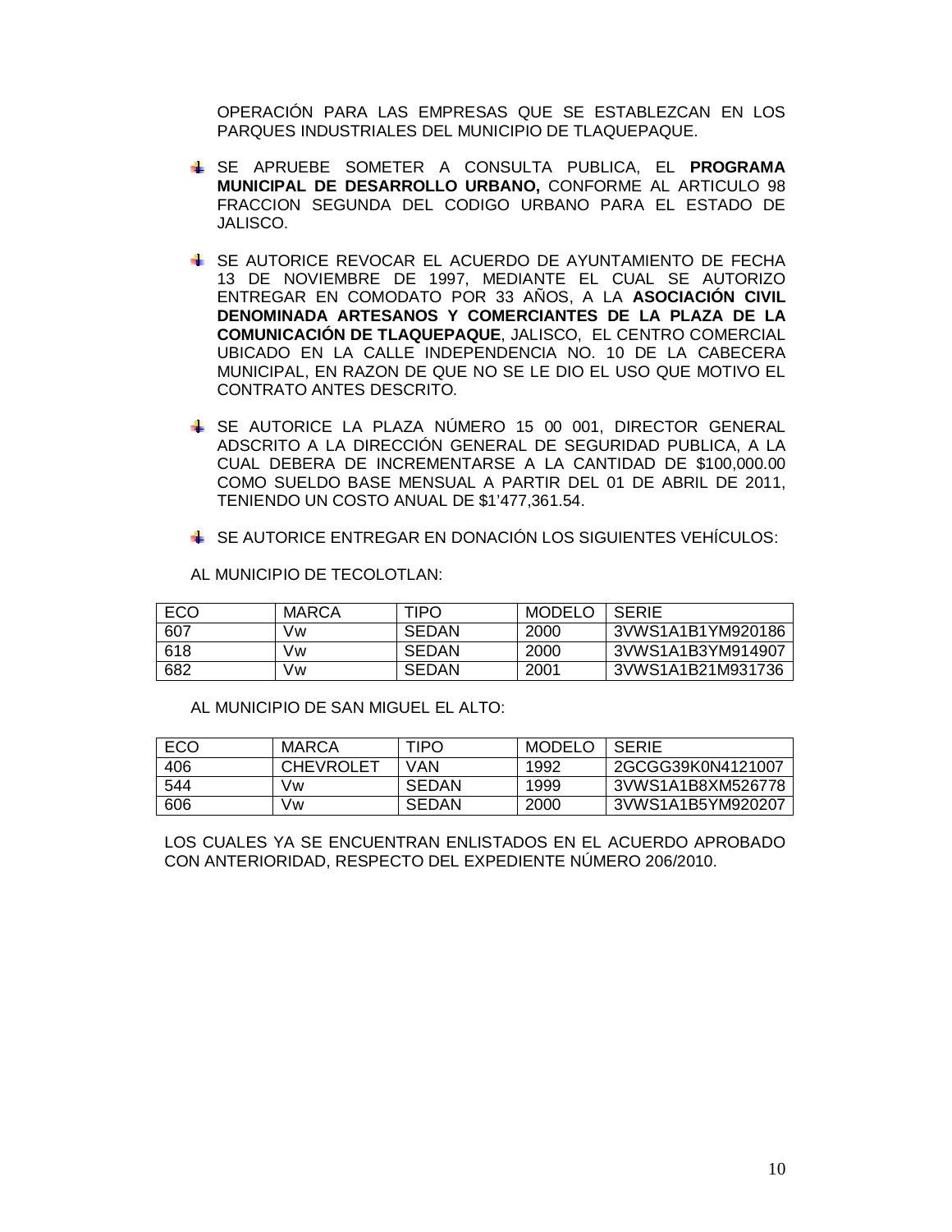OPERACIÓN PARA LAS EMPRESAS QUE SE ESTABLEZCAN EN LOS PARQUES INDUSTRIALES DEL MUNICIPIO DE TLAQUEPAQUE.

- SE APRUEBE SOMETER A CONSULTA PUBLICA, EL **PROGRAMA MUNICIPAL DE DESARROLLO URBANO,** CONFORME AL ARTICULO 98 FRACCION SEGUNDA DEL CODIGO URBANO PARA EL ESTADO DE JALISCO.

- SE AUTORICE REVOCAR EL ACUERDO DE AYUNTAMIENTO DE FECHA 13 DE NOVIEMBRE DE 1997, MEDIANTE EL CUAL SE AUTORIZO ENTREGAR EN COMODATO POR 33 AÑOS, A LA **ASOCIACIÓN CIVIL DENOMINADA ARTESANOS Y COMERCIANTES DE LA PLAZA DE LA COMUNICACIÓN DE TLAQUEPAQUE**, JALISCO, EL CENTRO COMERCIAL UBICADO EN LA CALLE INDEPENDENCIA NO. 10 DE LA CABECERA MUNICIPAL, EN RAZON DE QUE NO SE LE DIO EL USO QUE MOTIVO EL CONTRATO ANTES DESCRITO.

- SE AUTORICE LA PLAZA NÚMERO 15 00 001, DIRECTOR GENERAL ADSCRITO A LA DIRECCIÓN GENERAL DE SEGURIDAD PUBLICA, A LA CUAL DEBERA DE INCREMENTARSE A LA CANTIDAD DE $100,000.00 COMO SUELDO BASE MENSUAL A PARTIR DEL 01 DE ABRIL DE 2011, TENIENDO UN COSTO ANUAL DE $1'477,361.54.

- SE AUTORICE ENTREGAR EN DONACIÓN LOS SIGUIENTES VEHÍCULOS:

AL MUNICIPIO DE TECOLOTLAN:

| ECO | MARCA | TIPO | MODELO | SERIE |
|---|---|---|---|---|
| 607 | Vw | SEDAN | 2000 | 3VWS1A1B1YM920186 |
| 618 | Vw | SEDAN | 2000 | 3VWS1A1B3YM914907 |
| 682 | Vw | SEDAN | 2001 | 3VWS1A1B21M931736 |

AL MUNICIPIO DE SAN MIGUEL EL ALTO:

| ECO | MARCA | TIPO | MODELO | SERIE |
|---|---|---|---|---|
| 406 | CHEVROLET | VAN | 1992 | 2GCGG39K0N4121007 |
| 544 | Vw | SEDAN | 1999 | 3VWS1A1B8XM526778 |
| 606 | Vw | SEDAN | 2000 | 3VWS1A1B5YM920207 |

LOS CUALES YA SE ENCUENTRAN ENLISTADOS EN EL ACUERDO APROBADO CON ANTERIORIDAD, RESPECTO DEL EXPEDIENTE NÚMERO 206/2010.